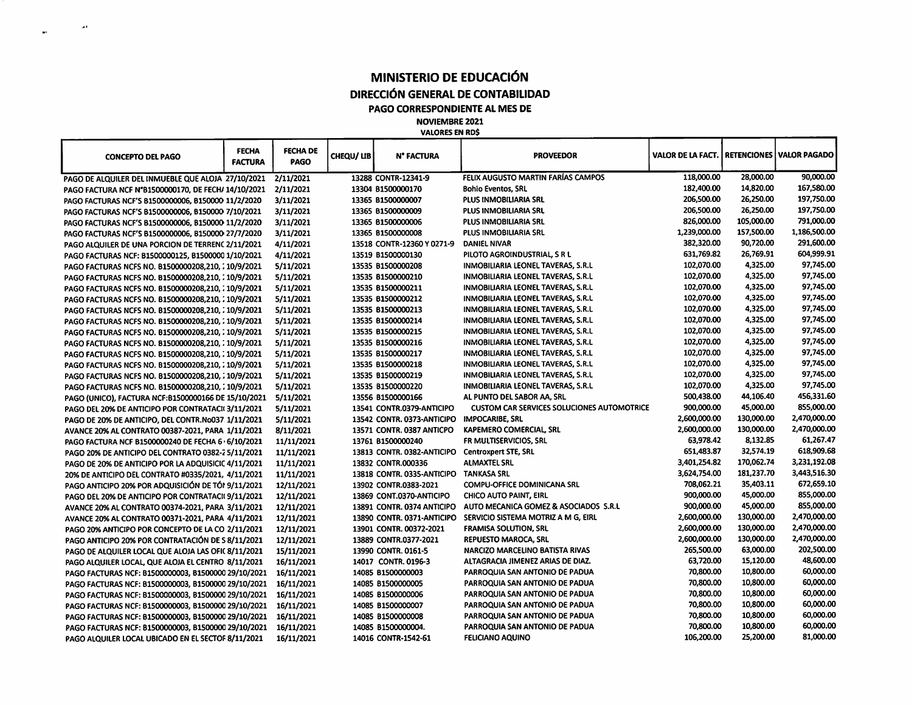# MINISTERIO DE EDUCACIÓN

## DIRECCIÓN GENERAL DE CONTABILIDAD

### PAGO CORRESPONDIENTE AL MES DE

**NOVIEMBRE 2021**

**VALORES EN RD$**

| CONCEPTO DEL PAGO | FECHA FACTURA | FECHA DE PAGO | CHEQU/ LIB | N° FACTURA | PROVEEDOR | VALOR DE LA FACT. | RETENCIONES | VALOR PAGADO |
|---|---|---|---|---|---|---|---|---|
| PAGO DE ALQUILER DEL INMUEBLE QUE ALOJA | 27/10/2021 | 2/11/2021 | 13288 | CONTR-12341-9 | FELIX AUGUSTO MARTIN FARÍAS CAMPOS | 118,000.00 | 28,000.00 | 90,000.00 |
| PAGO FACTURA NCF N°B1500000170, DE FECH/ | 14/10/2021 | 2/11/2021 | 13304 | B1500000170 | Bohio Eventos, SRL | 182,400.00 | 14,820.00 | 167,580.00 |
| PAGO FACTURAS NCF'S B1500000006, B150000 | 11/2/2020 | 3/11/2021 | 13365 | B1500000007 | PLUS INMOBILIARIA SRL | 206,500.00 | 26,250.00 | 197,750.00 |
| PAGO FACTURAS NCF'S B1500000006, B150000 | 7/10/2021 | 3/11/2021 | 13365 | B1500000009 | PLUS INMOBILIARIA SRL | 206,500.00 | 26,250.00 | 197,750.00 |
| PAGO FACTURAS NCF'S B1500000006, B150000 | 11/2/2020 | 3/11/2021 | 13365 | B1500000006 | PLUS INMOBILIARIA SRL | 826,000.00 | 105,000.00 | 791,000.00 |
| PAGO FACTURAS NCF'S B1500000006, B150000 | 27/7/2020 | 3/11/2021 | 13365 | B1500000008 | PLUS INMOBILIARIA SRL | 1,239,000.00 | 157,500.00 | 1,186,500.00 |
| PAGO ALQUILER DE UNA PORCION DE TERRENC | 2/11/2021 | 4/11/2021 | 13518 | CONTR-12360 Y 0271-9 | DANIEL NIVAR | 382,320.00 | 90,720.00 | 291,600.00 |
| PAGO FACTURAS NCF: B1500000125, B1500000 | 1/10/2021 | 4/11/2021 | 13519 | B1500000130 | PILOTO AGROINDUSTRIAL, S R L | 631,769.82 | 26,769.91 | 604,999.91 |
| PAGO FACTURAS NCFS NO. B1500000208,210, : | 10/9/2021 | 5/11/2021 | 13535 | B1500000208 | INMOBILIARIA LEONEL TAVERAS, S.R.L | 102,070.00 | 4,325.00 | 97,745.00 |
| PAGO FACTURAS NCFS NO. B1500000208,210, : | 10/9/2021 | 5/11/2021 | 13535 | B1500000210 | INMOBILIARIA LEONEL TAVERAS, S.R.L | 102,070.00 | 4,325.00 | 97,745.00 |
| PAGO FACTURAS NCFS NO. B1500000208,210, : | 10/9/2021 | 5/11/2021 | 13535 | B1500000211 | INMOBILIARIA LEONEL TAVERAS, S.R.L | 102,070.00 | 4,325.00 | 97,745.00 |
| PAGO FACTURAS NCFS NO. B1500000208,210, : | 10/9/2021 | 5/11/2021 | 13535 | B1500000212 | INMOBILIARIA LEONEL TAVERAS, S.R.L | 102,070.00 | 4,325.00 | 97,745.00 |
| PAGO FACTURAS NCFS NO. B1500000208,210, : | 10/9/2021 | 5/11/2021 | 13535 | B1500000213 | INMOBILIARIA LEONEL TAVERAS, S.R.L | 102,070.00 | 4,325.00 | 97,745.00 |
| PAGO FACTURAS NCFS NO. B1500000208,210, : | 10/9/2021 | 5/11/2021 | 13535 | B1500000214 | INMOBILIARIA LEONEL TAVERAS, S.R.L | 102,070.00 | 4,325.00 | 97,745.00 |
| PAGO FACTURAS NCFS NO. B1500000208,210, : | 10/9/2021 | 5/11/2021 | 13535 | B1500000215 | INMOBILIARIA LEONEL TAVERAS, S.R.L | 102,070.00 | 4,325.00 | 97,745.00 |
| PAGO FACTURAS NCFS NO. B1500000208,210, : | 10/9/2021 | 5/11/2021 | 13535 | B1500000216 | INMOBILIARIA LEONEL TAVERAS, S.R.L | 102,070.00 | 4,325.00 | 97,745.00 |
| PAGO FACTURAS NCFS NO. B1500000208,210, : | 10/9/2021 | 5/11/2021 | 13535 | B1500000217 | INMOBILIARIA LEONEL TAVERAS, S.R.L | 102,070.00 | 4,325.00 | 97,745.00 |
| PAGO FACTURAS NCFS NO. B1500000208,210, : | 10/9/2021 | 5/11/2021 | 13535 | B1500000218 | INMOBILIARIA LEONEL TAVERAS, S.R.L | 102,070.00 | 4,325.00 | 97,745.00 |
| PAGO FACTURAS NCFS NO. B1500000208,210, : | 10/9/2021 | 5/11/2021 | 13535 | B1500000219 | INMOBILIARIA LEONEL TAVERAS, S.R.L | 102,070.00 | 4,325.00 | 97,745.00 |
| PAGO FACTURAS NCFS NO. B1500000208,210, : | 10/9/2021 | 5/11/2021 | 13535 | B1500000220 | INMOBILIARIA LEONEL TAVERAS, S.R.L | 102,070.00 | 4,325.00 | 97,745.00 |
| PAGO (UNICO), FACTURA NCF:B1500000166 DE | 15/10/2021 | 5/11/2021 | 13556 | B1500000166 | AL PUNTO DEL SABOR AA, SRL | 500,438.00 | 44,106.40 | 456,331.60 |
| PAGO DEL 20% DE ANTICIPO POR CONTRATACI( | 3/11/2021 | 5/11/2021 | 13541 | CONTR.0379-ANTICIPO | CUSTOM CAR SERVICES SOLUCIONES AUTOMOTRICE | 900,000.00 | 45,000.00 | 855,000.00 |
| PAGO DE 20% DE ANTICIPO, DEL CONTR.No037 | 1/11/2021 | 5/11/2021 | 13542 | CONTR. 0373-ANTICIPO | IMPOCARIBE, SRL | 2,600,000.00 | 130,000.00 | 2,470,000.00 |
| AVANCE 20% AL CONTRATO 00387-2021, PARA | 1/11/2021 | 8/11/2021 | 13571 | CONTR. 0387 ANTICPO | KAPEMERO COMERCIAL, SRL | 2,600,000.00 | 130,000.00 | 2,470,000.00 |
| PAGO FACTURA NCF B1500000240 DE FECHA 6 · | 6/10/2021 | 11/11/2021 | 13761 | B1500000240 | FR MULTISERVICIOS, SRL | 63,978.42 | 8,132.85 | 61,267.47 |
| PAGO 20% DE ANTICIPO DEL CONTRATO 0382-2 | 5/11/2021 | 11/11/2021 | 13813 | CONTR. 0382-ANTICIPO | Centroxpert STE, SRL | 651,483.87 | 32,574.19 | 618,909.68 |
| PAGO DE 20% DE ANTICIPO POR LA ADQUISICI( | 4/11/2021 | 11/11/2021 | 13832 | CONTR.000336 | ALMAXTEL SRL | 3,401,254.82 | 170,062.74 | 3,231,192.08 |
| 20% DE ANTICIPO DEL CONTRATO #0335/2021, | 4/11/2021 | 11/11/2021 | 13818 | CONTR. 0335-ANTICIPO | TANKASA SRL | 3,624,754.00 | 181,237.70 | 3,443,516.30 |
| PAGO ANTICIPO 20% POR ADQUISICIÓN DE TÓI | 9/11/2021 | 12/11/2021 | 13902 | CONTR.0383-2021 | COMPU-OFFICE DOMINICANA SRL | 708,062.21 | 35,403.11 | 672,659.10 |
| PAGO DEL 20% DE ANTICIPO POR CONTRATACI( | 9/11/2021 | 12/11/2021 | 13869 | CONT.0370-ANTICIPO | CHICO AUTO PAINT, EIRL | 900,000.00 | 45,000.00 | 855,000.00 |
| AVANCE 20% AL CONTRATO 00374-2021, PARA | 3/11/2021 | 12/11/2021 | 13891 | CONTR. 0374 ANTICIPO | AUTO MECANICA GOMEZ & ASOCIADOS S.R.L | 900,000.00 | 45,000.00 | 855,000.00 |
| AVANCE 20% AL CONTRATO 00371-2021, PARA | 4/11/2021 | 12/11/2021 | 13890 | CONTR. 0371-ANTICIPO | SERVICIO SISTEMA MOTRIZ A M G, EIRL | 2,600,000.00 | 130,000.00 | 2,470,000.00 |
| PAGO 20% ANTICIPO POR CONCEPTO DE LA CO | 2/11/2021 | 12/11/2021 | 13901 | CONTR. 00372-2021 | FRAMISA SOLUTION, SRL | 2,600,000.00 | 130,000.00 | 2,470,000.00 |
| PAGO ANTICIPO 20% POR CONTRATACIÓN DE S | 8/11/2021 | 12/11/2021 | 13889 | CONTR.0377-2021 | REPUESTO MAROCA, SRL | 2,600,000.00 | 130,000.00 | 2,470,000.00 |
| PAGO DE ALQUILER LOCAL QUE ALOJA LAS OFI( | 8/11/2021 | 15/11/2021 | 13990 | CONTR. 0161-5 | NARCIZO MARCELINO BATISTA RIVAS | 265,500.00 | 63,000.00 | 202,500.00 |
| PAGO ALQUILER LOCAL, QUE ALOJA EL CENTRO | 8/11/2021 | 16/11/2021 | 14017 | CONTR. 0196-3 | ALTAGRACIA JIMENEZ ARIAS DE DIAZ. | 63,720.00 | 15,120.00 | 48,600.00 |
| PAGO FACTURAS NCF: B1500000003, B1500000 | 29/10/2021 | 16/11/2021 | 14085 | B1500000003 | PARROQUIA SAN ANTONIO DE PADUA | 70,800.00 | 10,800.00 | 60,000.00 |
| PAGO FACTURAS NCF: B1500000003, B1500000 | 29/10/2021 | 16/11/2021 | 14085 | B1500000005 | PARROQUIA SAN ANTONIO DE PADUA | 70,800.00 | 10,800.00 | 60,000.00 |
| PAGO FACTURAS NCF: B1500000003, B1500000 | 29/10/2021 | 16/11/2021 | 14085 | B1500000006 | PARROQUIA SAN ANTONIO DE PADUA | 70,800.00 | 10,800.00 | 60,000.00 |
| PAGO FACTURAS NCF: B1500000003, B1500000 | 29/10/2021 | 16/11/2021 | 14085 | B1500000007 | PARROQUIA SAN ANTONIO DE PADUA | 70,800.00 | 10,800.00 | 60,000.00 |
| PAGO FACTURAS NCF: B1500000003, B1500000 | 29/10/2021 | 16/11/2021 | 14085 | B1500000008 | PARROQUIA SAN ANTONIO DE PADUA | 70,800.00 | 10,800.00 | 60,000.00 |
| PAGO FACTURAS NCF: B1500000003, B1500000 | 29/10/2021 | 16/11/2021 | 14085 | B1500000004. | PARROQUIA SAN ANTONIO DE PADUA | 70,800.00 | 10,800.00 | 60,000.00 |
| PAGO ALQUILER LOCAL UBICADO EN EL SECTOF | 8/11/2021 | 16/11/2021 | 14016 | CONTR-1542-61 | FELICIANO AQUINO | 106,200.00 | 25,200.00 | 81,000.00 |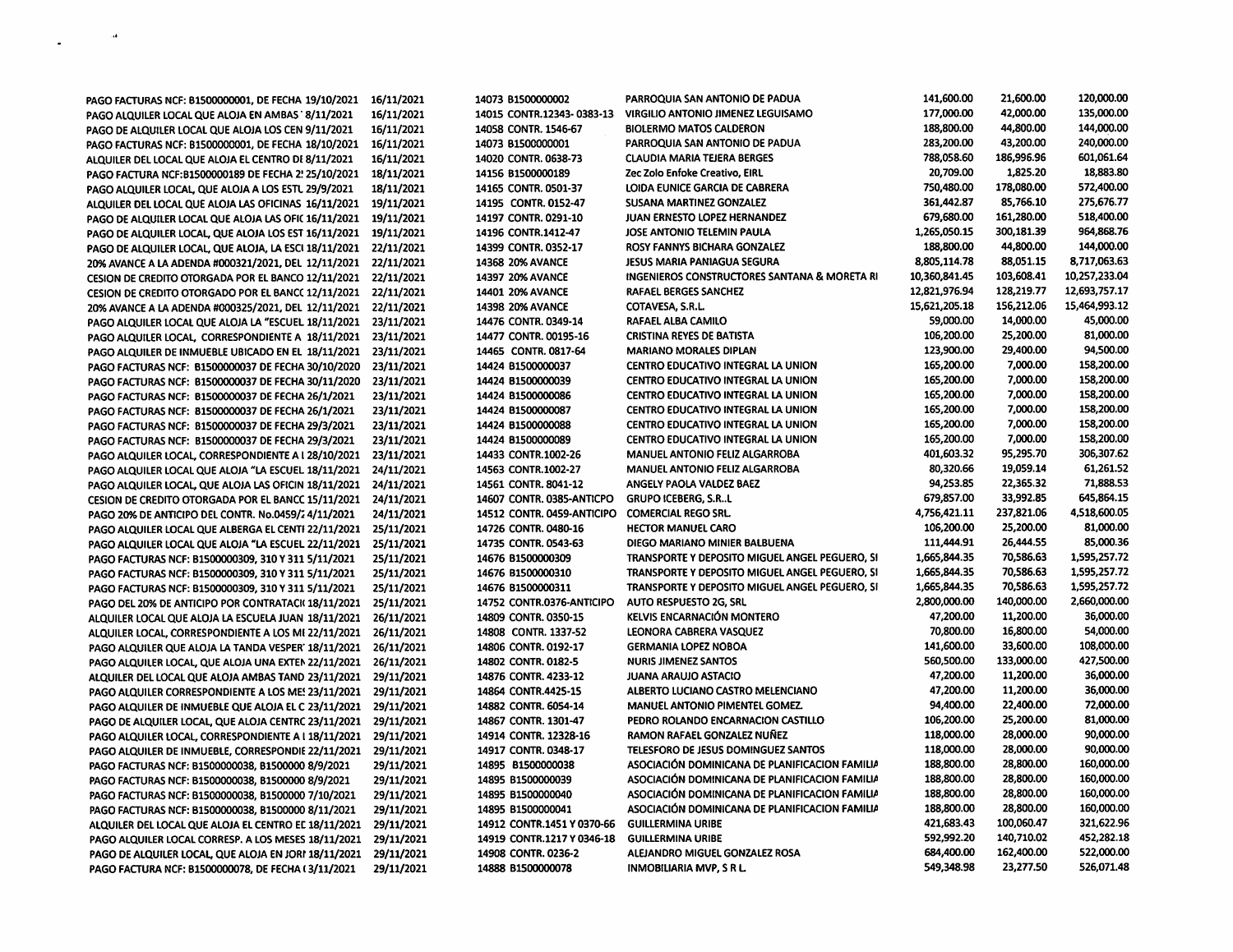| | | | | | | |
|---|---|---|---|---|---|---|
| PAGO FACTURAS NCF: B1500000001, DE FECHA 19/10/2021 | 16/11/2021 | 14073 B1500000002 | PARROQUIA SAN ANTONIO DE PADUA | 141,600.00 | 21,600.00 | 120,000.00 |
| PAGO ALQUILER LOCAL QUE ALOJA EN AMBAS ' 8/11/2021 | 16/11/2021 | 14015 CONTR.12343- 0383-13 | VIRGILIO ANTONIO JIMENEZ LEGUISAMO | 177,000.00 | 42,000.00 | 135,000.00 |
| PAGO DE ALQUILER LOCAL QUE ALOJA LOS CEN 9/11/2021 | 16/11/2021 | 14058 CONTR. 1546-67 | BIOLERMO MATOS CALDERON | 188,800.00 | 44,800.00 | 144,000.00 |
| PAGO FACTURAS NCF: B1500000001, DE FECHA 18/10/2021 | 16/11/2021 | 14073 B1500000001 | PARROQUIA SAN ANTONIO DE PADUA | 283,200.00 | 43,200.00 | 240,000.00 |
| ALQUILER DEL LOCAL QUE ALOJA EL CENTRO DI 8/11/2021 | 16/11/2021 | 14020 CONTR. 0638-73 | CLAUDIA MARIA TEJERA BERGES | 788,058.60 | 186,996.96 | 601,061.64 |
| PAGO FACTURA NCF:B1500000189 DE FECHA 2! 25/10/2021 | 18/11/2021 | 14156 B1500000189 | Zec Zolo Enfoke Creativo, EIRL | 20,709.00 | 1,825.20 | 18,883.80 |
| PAGO ALQUILER LOCAL, QUE ALOJA A LOS ESTL 29/9/2021 | 18/11/2021 | 14165 CONTR. 0501-37 | LOIDA EUNICE GARCIA DE CABRERA | 750,480.00 | 178,080.00 | 572,400.00 |
| ALQUILER DEL LOCAL QUE ALOJA LAS OFICINAS 16/11/2021 | 19/11/2021 | 14195 CONTR. 0152-47 | SUSANA MARTINEZ GONZALEZ | 361,442.87 | 85,766.10 | 275,676.77 |
| PAGO DE ALQUILER LOCAL QUE ALOJA LAS OFIC 16/11/2021 | 19/11/2021 | 14197 CONTR. 0291-10 | JUAN ERNESTO LOPEZ HERNANDEZ | 679,680.00 | 161,280.00 | 518,400.00 |
| PAGO DE ALQUILER LOCAL, QUE ALOJA LOS EST 16/11/2021 | 19/11/2021 | 14196 CONTR.1412-47 | JOSE ANTONIO TELEMIN PAULA | 1,265,050.15 | 300,181.39 | 964,868.76 |
| PAGO DE ALQUILER LOCAL, QUE ALOJA, LA ESCI 18/11/2021 | 22/11/2021 | 14399 CONTR. 0352-17 | ROSY FANNYS BICHARA GONZALEZ | 188,800.00 | 44,800.00 | 144,000.00 |
| 20% AVANCE A LA ADENDA #000321/2021, DEL 12/11/2021 | 22/11/2021 | 14368 20% AVANCE | JESUS MARIA PANIAGUA SEGURA | 8,805,114.78 | 88,051.15 | 8,717,063.63 |
| CESION DE CREDITO OTORGADA POR EL BANCO 12/11/2021 | 22/11/2021 | 14397 20% AVANCE | INGENIEROS CONSTRUCTORES SANTANA & MORETA RI | 10,360,841.45 | 103,608.41 | 10,257,233.04 |
| CESION DE CREDITO OTORGADO POR EL BANC( 12/11/2021 | 22/11/2021 | 14401 20% AVANCE | RAFAEL BERGES SANCHEZ | 12,821,976.94 | 128,219.77 | 12,693,757.17 |
| 20% AVANCE A LA ADENDA #000325/2021, DEL 12/11/2021 | 22/11/2021 | 14398 20% AVANCE | COTAVESA, S.R.L. | 15,621,205.18 | 156,212.06 | 15,464,993.12 |
| PAGO ALQUILER LOCAL QUE ALOJA LA "ESCUEL 18/11/2021 | 23/11/2021 | 14476 CONTR. 0349-14 | RAFAEL ALBA CAMILO | 59,000.00 | 14,000.00 | 45,000.00 |
| PAGO ALQUILER LOCAL, CORRESPONDIENTE A 18/11/2021 | 23/11/2021 | 14477 CONTR. 00195-16 | CRISTINA REYES DE BATISTA | 106,200.00 | 25,200.00 | 81,000.00 |
| PAGO ALQUILER DE INMUEBLE UBICADO EN EL 18/11/2021 | 23/11/2021 | 14465 CONTR. 0817-64 | MARIANO MORALES DIPLAN | 123,900.00 | 29,400.00 | 94,500.00 |
| PAGO FACTURAS NCF: B1500000037 DE FECHA 30/10/2020 | 23/11/2021 | 14424 B1500000037 | CENTRO EDUCATIVO INTEGRAL LA UNION | 165,200.00 | 7,000.00 | 158,200.00 |
| PAGO FACTURAS NCF: B1500000037 DE FECHA 30/11/2020 | 23/11/2021 | 14424 B1500000039 | CENTRO EDUCATIVO INTEGRAL LA UNION | 165,200.00 | 7,000.00 | 158,200.00 |
| PAGO FACTURAS NCF: B1500000037 DE FECHA 26/1/2021 | 23/11/2021 | 14424 B1500000086 | CENTRO EDUCATIVO INTEGRAL LA UNION | 165,200.00 | 7,000.00 | 158,200.00 |
| PAGO FACTURAS NCF: B1500000037 DE FECHA 26/1/2021 | 23/11/2021 | 14424 B1500000087 | CENTRO EDUCATIVO INTEGRAL LA UNION | 165,200.00 | 7,000.00 | 158,200.00 |
| PAGO FACTURAS NCF: B1500000037 DE FECHA 29/3/2021 | 23/11/2021 | 14424 B1500000088 | CENTRO EDUCATIVO INTEGRAL LA UNION | 165,200.00 | 7,000.00 | 158,200.00 |
| PAGO FACTURAS NCF: B1500000037 DE FECHA 29/3/2021 | 23/11/2021 | 14424 B1500000089 | CENTRO EDUCATIVO INTEGRAL LA UNION | 165,200.00 | 7,000.00 | 158,200.00 |
| PAGO ALQUILER LOCAL, CORRESPONDIENTE A I 28/10/2021 | 23/11/2021 | 14433 CONTR.1002-26 | MANUEL ANTONIO FELIZ ALGARROBA | 401,603.32 | 95,295.70 | 306,307.62 |
| PAGO ALQUILER LOCAL QUE ALOJA "LA ESCUEL 18/11/2021 | 24/11/2021 | 14563 CONTR.1002-27 | MANUEL ANTONIO FELIZ ALGARROBA | 80,320.66 | 19,059.14 | 61,261.52 |
| PAGO ALQUILER LOCAL, QUE ALOJA LAS OFICIN 18/11/2021 | 24/11/2021 | 14561 CONTR. 8041-12 | ANGELY PAOLA VALDEZ BAEZ | 94,253.85 | 22,365.32 | 71,888.53 |
| CESION DE CREDITO OTORGADA POR EL BANC( 15/11/2021 | 24/11/2021 | 14607 CONTR. 0385-ANTICPO | GRUPO ICEBERG, S.R..L | 679,857.00 | 33,992.85 | 645,864.15 |
| PAGO 20% DE ANTICIPO DEL CONTR. No.0459/2 4/11/2021 | 24/11/2021 | 14512 CONTR. 0459-ANTICIPO | COMERCIAL REGO SRL. | 4,756,421.11 | 237,821.06 | 4,518,600.05 |
| PAGO ALQUILER LOCAL QUE ALBERGA EL CENTI 22/11/2021 | 25/11/2021 | 14726 CONTR. 0480-16 | HECTOR MANUEL CARO | 106,200.00 | 25,200.00 | 81,000.00 |
| PAGO ALQUILER LOCAL QUE ALOJA "LA ESCUEL 22/11/2021 | 25/11/2021 | 14735 CONTR. 0543-63 | DIEGO MARIANO MINIER BALBUENA | 111,444.91 | 26,444.55 | 85,000.36 |
| PAGO FACTURAS NCF: B1500000309, 310 Y 311 5/11/2021 | 25/11/2021 | 14676 B1500000309 | TRANSPORTE Y DEPOSITO MIGUEL ANGEL PEGUERO, SI | 1,665,844.35 | 70,586.63 | 1,595,257.72 |
| PAGO FACTURAS NCF: B1500000309, 310 Y 311 5/11/2021 | 25/11/2021 | 14676 B1500000310 | TRANSPORTE Y DEPOSITO MIGUEL ANGEL PEGUERO, SI | 1,665,844.35 | 70,586.63 | 1,595,257.72 |
| PAGO FACTURAS NCF: B1500000309, 310 Y 311 5/11/2021 | 25/11/2021 | 14676 B1500000311 | TRANSPORTE Y DEPOSITO MIGUEL ANGEL PEGUERO, SI | 1,665,844.35 | 70,586.63 | 1,595,257.72 |
| PAGO DEL 20% DE ANTICIPO POR CONTRATACI( 18/11/2021 | 25/11/2021 | 14752 CONTR.0376-ANTICIPO | AUTO RESPUESTO 2G, SRL | 2,800,000.00 | 140,000.00 | 2,660,000.00 |
| ALQUILER LOCAL QUE ALOJA LA ESCUELA JUAN 18/11/2021 | 26/11/2021 | 14809 CONTR. 0350-15 | KELVIS ENCARNACIÓN MONTERO | 47,200.00 | 11,200.00 | 36,000.00 |
| ALQUILER LOCAL, CORRESPONDIENTE A LOS MI 22/11/2021 | 26/11/2021 | 14808 CONTR. 1337-52 | LEONORA CABRERA VASQUEZ | 70,800.00 | 16,800.00 | 54,000.00 |
| PAGO ALQUILER QUE ALOJA LA TANDA VESPER' 18/11/2021 | 26/11/2021 | 14806 CONTR. 0192-17 | GERMANIA LOPEZ NOBOA | 141,600.00 | 33,600.00 | 108,000.00 |
| PAGO ALQUILER LOCAL, QUE ALOJA UNA EXTEN 22/11/2021 | 26/11/2021 | 14802 CONTR. 0182-5 | NURIS JIMENEZ SANTOS | 560,500.00 | 133,000.00 | 427,500.00 |
| ALQUILER DEL LOCAL QUE ALOJA AMBAS TAND 23/11/2021 | 29/11/2021 | 14876 CONTR. 4233-12 | JUANA ARAUJO ASTACIO | 47,200.00 | 11,200.00 | 36,000.00 |
| PAGO ALQUILER CORRESPONDIENTE A LOS ME! 23/11/2021 | 29/11/2021 | 14864 CONTR.4425-15 | ALBERTO LUCIANO CASTRO MELENCIANO | 47,200.00 | 11,200.00 | 36,000.00 |
| PAGO ALQUILER DE INMUEBLE QUE ALOJA EL C 23/11/2021 | 29/11/2021 | 14882 CONTR. 6054-14 | MANUEL ANTONIO PIMENTEL GOMEZ. | 94,400.00 | 22,400.00 | 72,000.00 |
| PAGO DE ALQUILER LOCAL, QUE ALOJA CENTRC 23/11/2021 | 29/11/2021 | 14867 CONTR. 1301-47 | PEDRO ROLANDO ENCARNACION CASTILLO | 106,200.00 | 25,200.00 | 81,000.00 |
| PAGO ALQUILER LOCAL, CORRESPONDIENTE A I 18/11/2021 | 29/11/2021 | 14914 CONTR. 12328-16 | RAMON RAFAEL GONZALEZ NUÑEZ | 118,000.00 | 28,000.00 | 90,000.00 |
| PAGO ALQUILER DE INMUEBLE, CORRESPONDIE 22/11/2021 | 29/11/2021 | 14917 CONTR. 0348-17 | TELESFORO DE JESUS DOMINGUEZ SANTOS | 118,000.00 | 28,000.00 | 90,000.00 |
| PAGO FACTURAS NCF: B1500000038, B1500000 8/9/2021 | 29/11/2021 | 14895 B1500000038 | ASOCIACIÓN DOMINICANA DE PLANIFICACION FAMILIA | 188,800.00 | 28,800.00 | 160,000.00 |
| PAGO FACTURAS NCF: B1500000038, B1500000 8/9/2021 | 29/11/2021 | 14895 B1500000039 | ASOCIACIÓN DOMINICANA DE PLANIFICACION FAMILIA | 188,800.00 | 28,800.00 | 160,000.00 |
| PAGO FACTURAS NCF: B1500000038, B1500000 7/10/2021 | 29/11/2021 | 14895 B1500000040 | ASOCIACIÓN DOMINICANA DE PLANIFICACION FAMILIA | 188,800.00 | 28,800.00 | 160,000.00 |
| PAGO FACTURAS NCF: B1500000038, B1500000 8/11/2021 | 29/11/2021 | 14895 B1500000041 | ASOCIACIÓN DOMINICANA DE PLANIFICACION FAMILIA | 188,800.00 | 28,800.00 | 160,000.00 |
| ALQUILER DEL LOCAL QUE ALOJA EL CENTRO EC 18/11/2021 | 29/11/2021 | 14912 CONTR.1451 Y 0370-66 | GUILLERMINA URIBE | 421,683.43 | 100,060.47 | 321,622.96 |
| PAGO ALQUILER LOCAL CORRESP. A LOS MESES 18/11/2021 | 29/11/2021 | 14919 CONTR.1217 Y 0346-18 | GUILLERMINA URIBE | 592,992.20 | 140,710.02 | 452,282.18 |
| PAGO DE ALQUILER LOCAL, QUE ALOJA EN JORI 18/11/2021 | 29/11/2021 | 14908 CONTR. 0236-2 | ALEJANDRO MIGUEL GONZALEZ ROSA | 684,400.00 | 162,400.00 | 522,000.00 |
| PAGO FACTURA NCF: B1500000078, DE FECHA ( 3/11/2021 | 29/11/2021 | 14888 B1500000078 | INMOBILIARIA MVP, S R L. | 549,348.98 | 23,277.50 | 526,071.48 |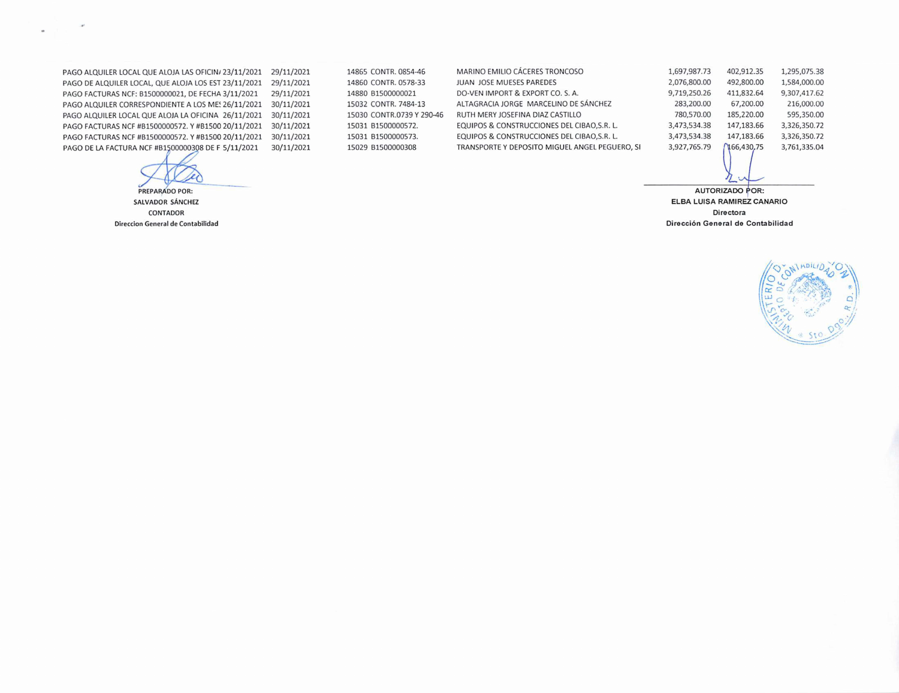| | | | | | | |
|---|---|---|---|---|---|---|
| PAGO ALQUILER LOCAL QUE ALOJA LAS OFICIN/ 23/11/2021 | 29/11/2021 | 14865 CONTR. 0854-46 | MARINO EMILIO CÁCERES TRONCOSO | 1,697,987.73 | 402,912.35 | 1,295,075.38 |
| PAGO DE ALQUILER LOCAL, QUE ALOJA LOS EST 23/11/2021 | 29/11/2021 | 14860 CONTR. 0578-33 | JUAN JOSE MUESES PAREDES | 2,076,800.00 | 492,800.00 | 1,584,000.00 |
| PAGO FACTURAS NCF: B1500000021, DE FECHA 3/11/2021 | 29/11/2021 | 14880 B1500000021 | DO-VEN IMPORT & EXPORT CO. S. A. | 9,719,250.26 | 411,832.64 | 9,307,417.62 |
| PAGO ALQUILER CORRESPONDIENTE A LOS ME! 26/11/2021 | 30/11/2021 | 15032 CONTR. 7484-13 | ALTAGRACIA JORGE MARCELINO DE SÁNCHEZ | 283,200.00 | 67,200.00 | 216,000.00 |
| PAGO ALQUILER LOCAL QUE ALOJA LA OFICINA 26/11/2021 | 30/11/2021 | 15030 CONTR.0739 Y 290-46 | RUTH MERY JOSEFINA DIAZ CASTILLO | 780,570.00 | 185,220.00 | 595,350.00 |
| PAGO FACTURAS NCF #B1500000572. Y #B1500 20/11/2021 | 30/11/2021 | 15031 B1500000572. | EQUIPOS & CONSTRUCCIONES DEL CIBAO,S.R. L. | 3,473,534.38 | 147,183.66 | 3,326,350.72 |
| PAGO FACTURAS NCF #B1500000572. Y #B1500 20/11/2021 | 30/11/2021 | 15031 B1500000573. | EQUIPOS & CONSTRUCCIONES DEL CIBAO,S.R. L. | 3,473,534.38 | 147,183.66 | 3,326,350.72 |
| PAGO DE LA FACTURA NCF #B1500000308 DE F 5/11/2021 | 30/11/2021 | 15029 B1500000308 | TRANSPORTE Y DEPOSITO MIGUEL ANGEL PEGUERO, SI | 3,927,765.79 | 166,430.75 | 3,761,335.04 |

PREPARADO POR:
SALVADOR SÁNCHEZ
CONTADOR
Direccion General de Contabilidad

AUTORIZADO POR:
ELBA LUISA RAMIREZ CANARIO
Directora
Dirección General de Contabilidad